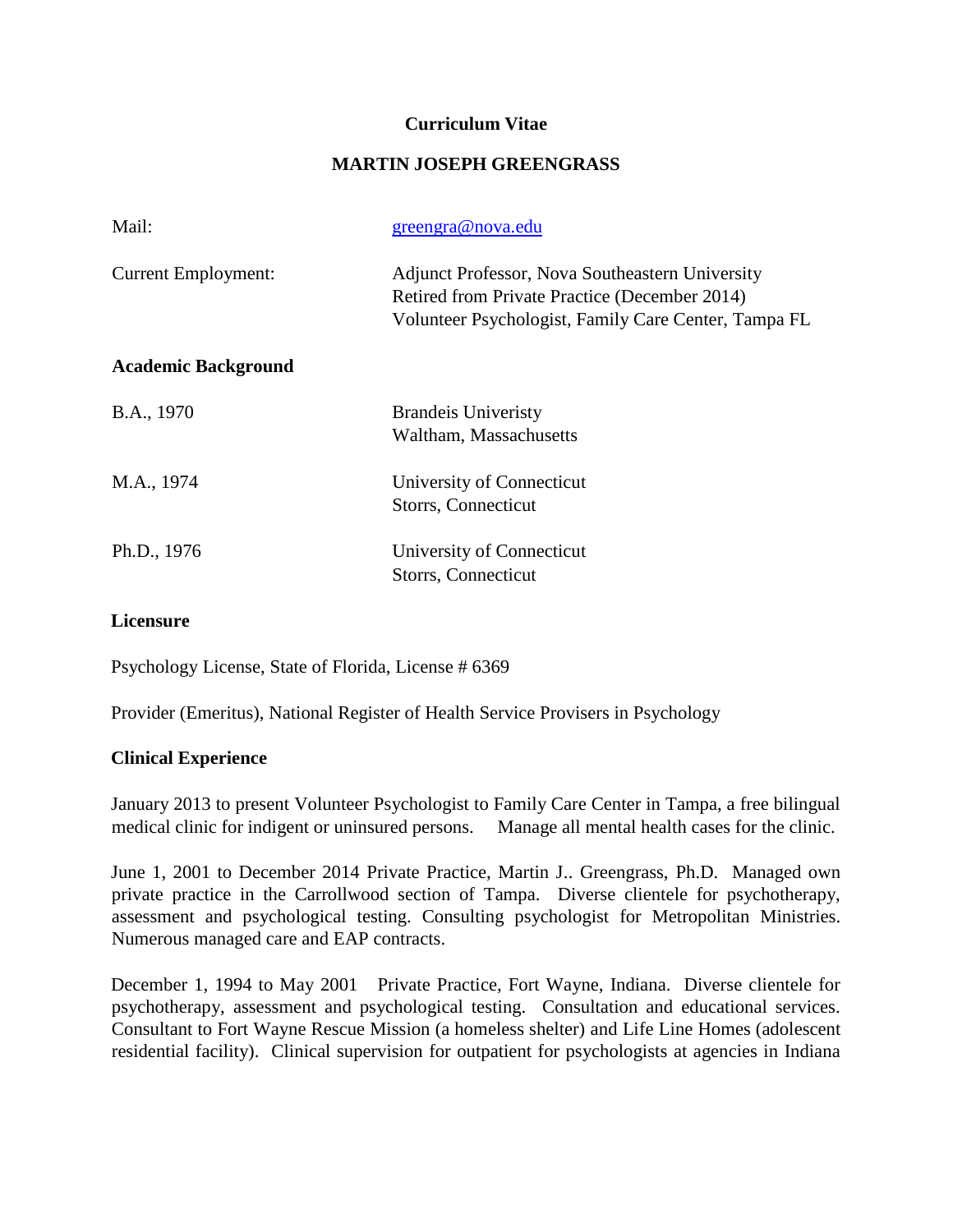# Curriculum Vitae

## MARTIN JOSEPH GREENGRASS

| | |
|---|---|
| Mail: | greengra@nova.edu |
| Current Employment: | Adjunct Professor, Nova Southeastern University<br>Retired from Private Practice (December 2014)<br>Volunteer Psychologist, Family Care Center, Tampa FL |

### Academic Background

| | |
|---|---|
| B.A., 1970 | Brandeis Univeristy<br>Waltham, Massachusetts |
| M.A., 1974 | University of Connecticut<br>Storrs, Connecticut |
| Ph.D., 1976 | University of Connecticut<br>Storrs, Connecticut |

### Licensure

Psychology License, State of Florida, License # 6369

Provider (Emeritus), National Register of Health Service Provisers in Psychology

### Clinical Experience

January 2013 to present Volunteer Psychologist to Family Care Center in Tampa, a free bilingual medical clinic for indigent or uninsured persons. Manage all mental health cases for the clinic.

June 1, 2001 to December 2014 Private Practice, Martin J.. Greengrass, Ph.D. Managed own private practice in the Carrollwood section of Tampa. Diverse clientele for psychotherapy, assessment and psychological testing. Consulting psychologist for Metropolitan Ministries. Numerous managed care and EAP contracts.

December 1, 1994 to May 2001 Private Practice, Fort Wayne, Indiana. Diverse clientele for psychotherapy, assessment and psychological testing. Consultation and educational services. Consultant to Fort Wayne Rescue Mission (a homeless shelter) and Life Line Homes (adolescent residential facility). Clinical supervision for outpatient for psychologists at agencies in Indiana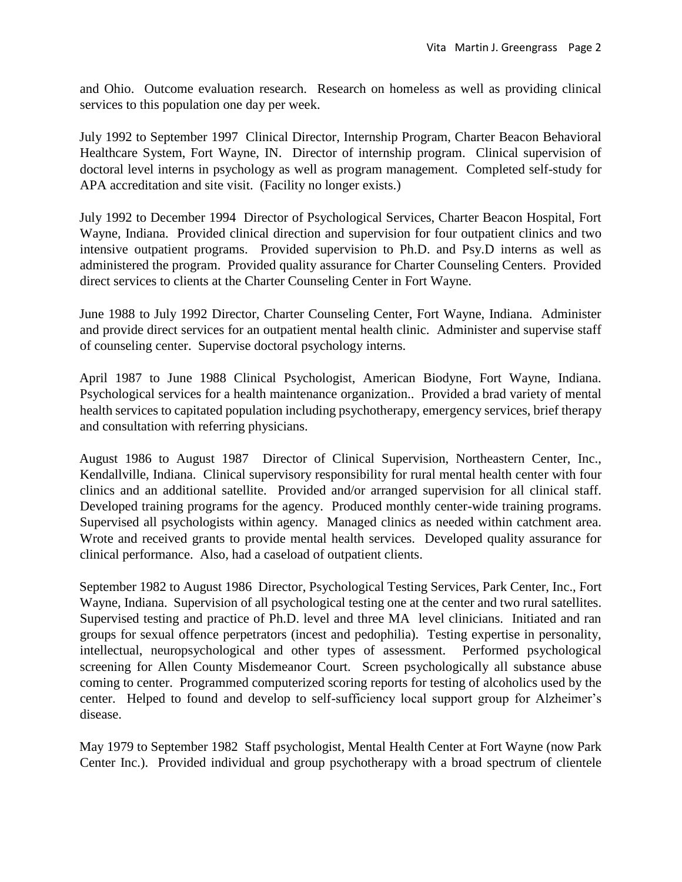and Ohio. Outcome evaluation research. Research on homeless as well as providing clinical services to this population one day per week.

July 1992 to September 1997 Clinical Director, Internship Program, Charter Beacon Behavioral Healthcare System, Fort Wayne, IN. Director of internship program. Clinical supervision of doctoral level interns in psychology as well as program management. Completed self-study for APA accreditation and site visit. (Facility no longer exists.)

July 1992 to December 1994 Director of Psychological Services, Charter Beacon Hospital, Fort Wayne, Indiana. Provided clinical direction and supervision for four outpatient clinics and two intensive outpatient programs. Provided supervision to Ph.D. and Psy.D interns as well as administered the program. Provided quality assurance for Charter Counseling Centers. Provided direct services to clients at the Charter Counseling Center in Fort Wayne.

June 1988 to July 1992 Director, Charter Counseling Center, Fort Wayne, Indiana. Administer and provide direct services for an outpatient mental health clinic. Administer and supervise staff of counseling center. Supervise doctoral psychology interns.

April 1987 to June 1988 Clinical Psychologist, American Biodyne, Fort Wayne, Indiana. Psychological services for a health maintenance organization.. Provided a brad variety of mental health services to capitated population including psychotherapy, emergency services, brief therapy and consultation with referring physicians.

August 1986 to August 1987 Director of Clinical Supervision, Northeastern Center, Inc., Kendallville, Indiana. Clinical supervisory responsibility for rural mental health center with four clinics and an additional satellite. Provided and/or arranged supervision for all clinical staff. Developed training programs for the agency. Produced monthly center-wide training programs. Supervised all psychologists within agency. Managed clinics as needed within catchment area. Wrote and received grants to provide mental health services. Developed quality assurance for clinical performance. Also, had a caseload of outpatient clients.

September 1982 to August 1986 Director, Psychological Testing Services, Park Center, Inc., Fort Wayne, Indiana. Supervision of all psychological testing one at the center and two rural satellites. Supervised testing and practice of Ph.D. level and three MA level clinicians. Initiated and ran groups for sexual offence perpetrators (incest and pedophilia). Testing expertise in personality, intellectual, neuropsychological and other types of assessment. Performed psychological screening for Allen County Misdemeanor Court. Screen psychologically all substance abuse coming to center. Programmed computerized scoring reports for testing of alcoholics used by the center. Helped to found and develop to self-sufficiency local support group for Alzheimer's disease.

May 1979 to September 1982 Staff psychologist, Mental Health Center at Fort Wayne (now Park Center Inc.). Provided individual and group psychotherapy with a broad spectrum of clientele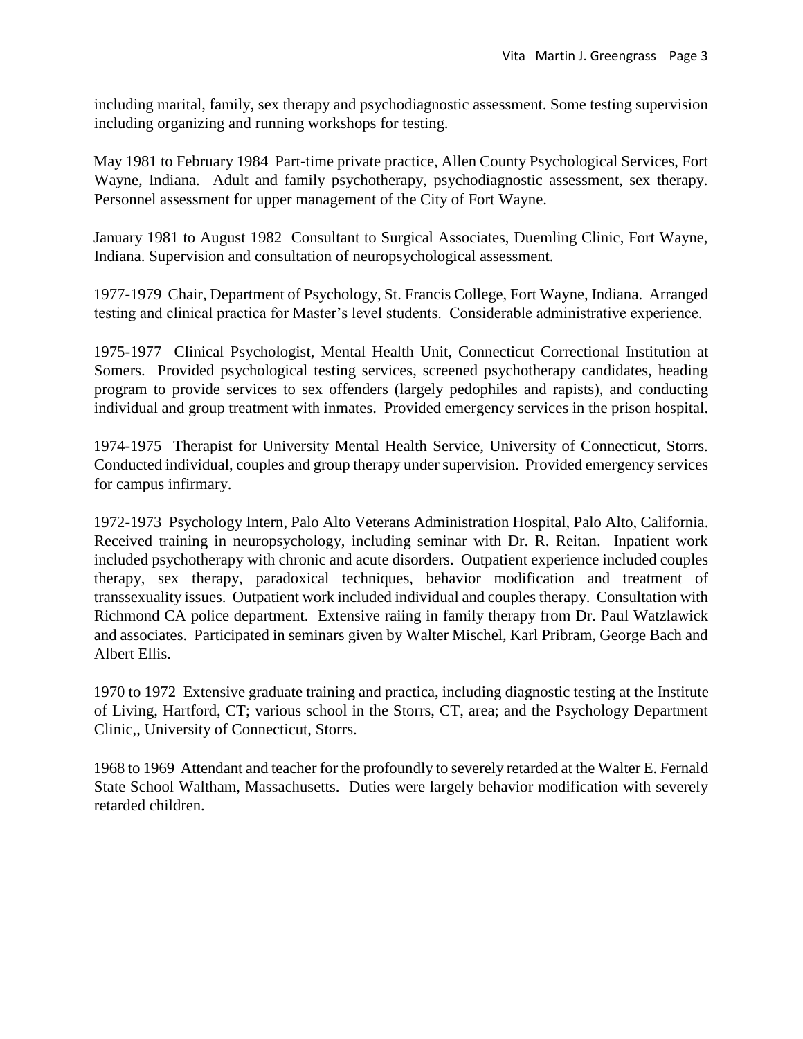including marital, family, sex therapy and psychodiagnostic assessment. Some testing supervision including organizing and running workshops for testing.

May 1981 to February 1984 Part-time private practice, Allen County Psychological Services, Fort Wayne, Indiana. Adult and family psychotherapy, psychodiagnostic assessment, sex therapy. Personnel assessment for upper management of the City of Fort Wayne.

January 1981 to August 1982 Consultant to Surgical Associates, Duemling Clinic, Fort Wayne, Indiana. Supervision and consultation of neuropsychological assessment.

1977-1979 Chair, Department of Psychology, St. Francis College, Fort Wayne, Indiana. Arranged testing and clinical practica for Master's level students. Considerable administrative experience.

1975-1977 Clinical Psychologist, Mental Health Unit, Connecticut Correctional Institution at Somers. Provided psychological testing services, screened psychotherapy candidates, heading program to provide services to sex offenders (largely pedophiles and rapists), and conducting individual and group treatment with inmates. Provided emergency services in the prison hospital.

1974-1975 Therapist for University Mental Health Service, University of Connecticut, Storrs. Conducted individual, couples and group therapy under supervision. Provided emergency services for campus infirmary.

1972-1973 Psychology Intern, Palo Alto Veterans Administration Hospital, Palo Alto, California. Received training in neuropsychology, including seminar with Dr. R. Reitan. Inpatient work included psychotherapy with chronic and acute disorders. Outpatient experience included couples therapy, sex therapy, paradoxical techniques, behavior modification and treatment of transsexuality issues. Outpatient work included individual and couples therapy. Consultation with Richmond CA police department. Extensive raiing in family therapy from Dr. Paul Watzlawick and associates. Participated in seminars given by Walter Mischel, Karl Pribram, George Bach and Albert Ellis.

1970 to 1972 Extensive graduate training and practica, including diagnostic testing at the Institute of Living, Hartford, CT; various school in the Storrs, CT, area; and the Psychology Department Clinic,, University of Connecticut, Storrs.

1968 to 1969 Attendant and teacher for the profoundly to severely retarded at the Walter E. Fernald State School Waltham, Massachusetts. Duties were largely behavior modification with severely retarded children.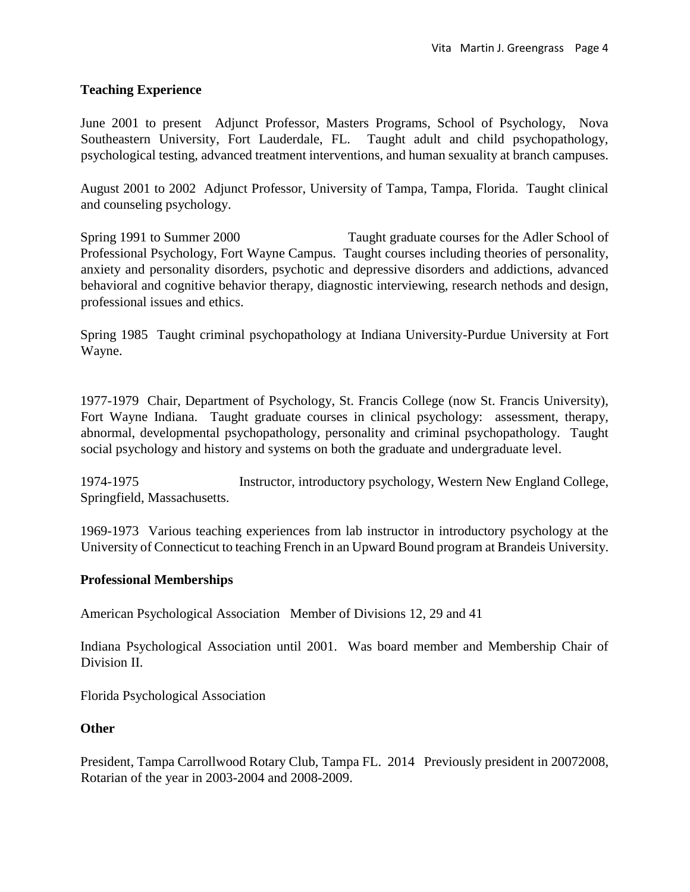**Teaching Experience**

June 2001 to present Adjunct Professor, Masters Programs, School of Psychology, Nova Southeastern University, Fort Lauderdale, FL. Taught adult and child psychopathology, psychological testing, advanced treatment interventions, and human sexuality at branch campuses.

August 2001 to 2002 Adjunct Professor, University of Tampa, Tampa, Florida. Taught clinical and counseling psychology.

Spring 1991 to Summer 2000 Taught graduate courses for the Adler School of Professional Psychology, Fort Wayne Campus. Taught courses including theories of personality, anxiety and personality disorders, psychotic and depressive disorders and addictions, advanced behavioral and cognitive behavior therapy, diagnostic interviewing, research nethods and design, professional issues and ethics.

Spring 1985 Taught criminal psychopathology at Indiana University-Purdue University at Fort Wayne.

1977-1979 Chair, Department of Psychology, St. Francis College (now St. Francis University), Fort Wayne Indiana. Taught graduate courses in clinical psychology: assessment, therapy, abnormal, developmental psychopathology, personality and criminal psychopathology. Taught social psychology and history and systems on both the graduate and undergraduate level.

1974-1975 Instructor, introductory psychology, Western New England College, Springfield, Massachusetts.

1969-1973 Various teaching experiences from lab instructor in introductory psychology at the University of Connecticut to teaching French in an Upward Bound program at Brandeis University.

**Professional Memberships**

American Psychological Association Member of Divisions 12, 29 and 41

Indiana Psychological Association until 2001. Was board member and Membership Chair of Division II.

Florida Psychological Association

**Other**

President, Tampa Carrollwood Rotary Club, Tampa FL. 2014 Previously president in 20072008, Rotarian of the year in 2003-2004 and 2008-2009.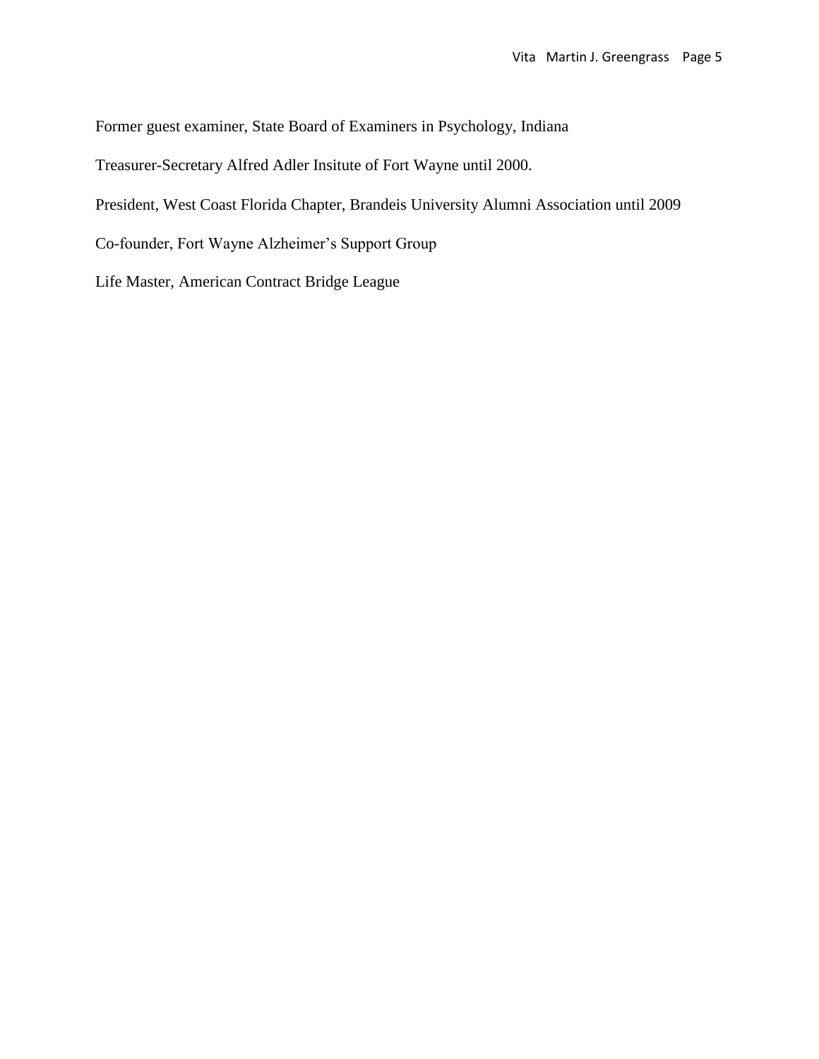Former guest examiner, State Board of Examiners in Psychology, Indiana

Treasurer-Secretary Alfred Adler Insitute of Fort Wayne until 2000.

President, West Coast Florida Chapter, Brandeis University Alumni Association until 2009

Co-founder, Fort Wayne Alzheimer's Support Group

Life Master, American Contract Bridge League